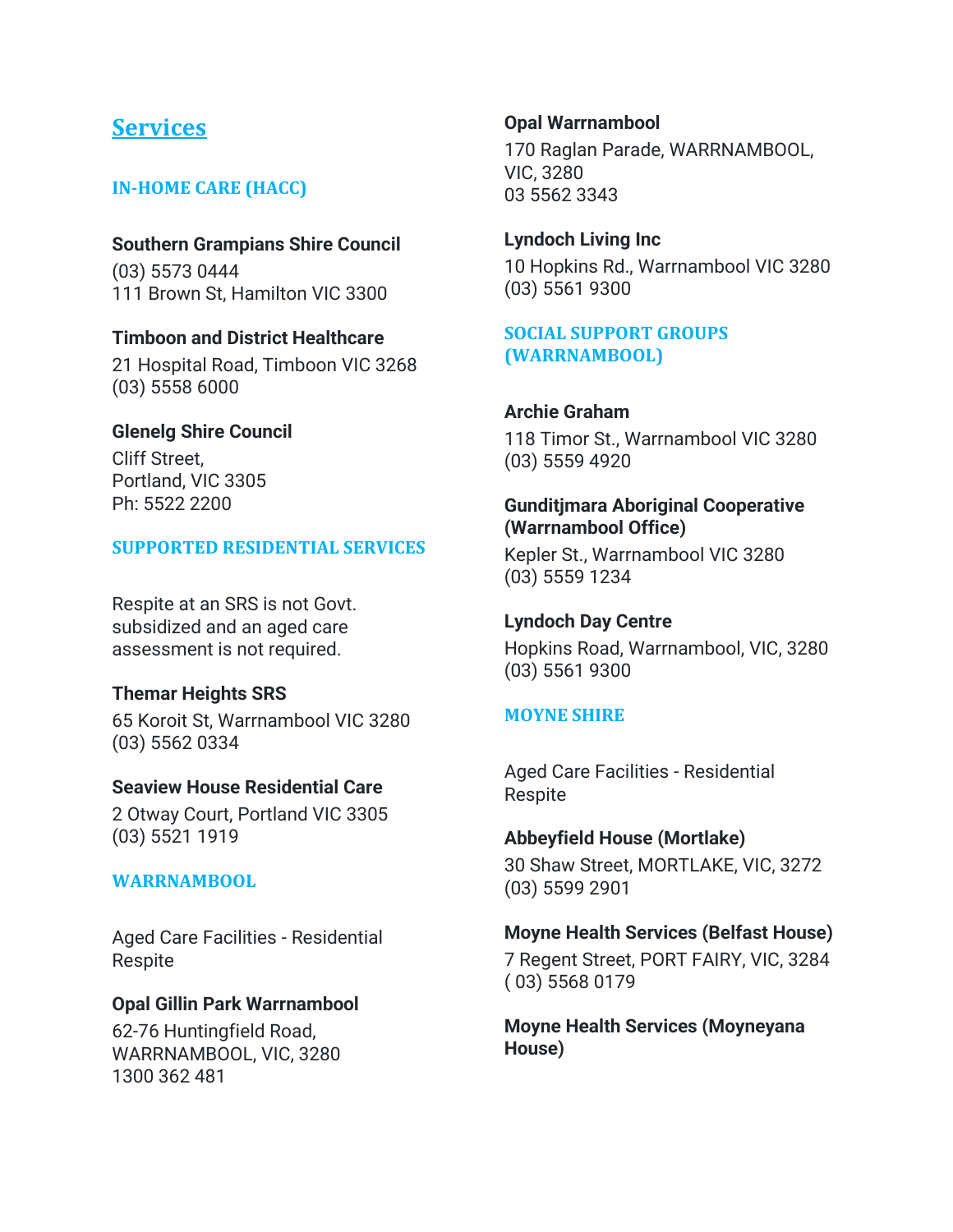# Services

### IN-HOME CARE (HACC)

**Southern Grampians Shire Council**
(03) 5573 0444
111 Brown St, Hamilton VIC 3300

**Timboon and District Healthcare**
21 Hospital Road, Timboon VIC 3268
(03) 5558 6000

**Glenelg Shire Council**
Cliff Street,
Portland, VIC 3305
Ph: 5522 2200

### SUPPORTED RESIDENTIAL SERVICES

Respite at an SRS is not Govt. subsidized and an aged care assessment is not required.

**Themar Heights SRS**
65 Koroit St, Warrnambool VIC 3280
(03) 5562 0334

**Seaview House Residential Care**
2 Otway Court, Portland VIC 3305
(03) 5521 1919

### WARRNAMBOOL

Aged Care Facilities - Residential Respite

**Opal Gillin Park Warrnambool**
62-76 Huntingfield Road,
WARRNAMBOOL, VIC, 3280
1300 362 481

**Opal Warrnambool**
170 Raglan Parade, WARRNAMBOOL,
VIC, 3280
03 5562 3343

**Lyndoch Living Inc**
10 Hopkins Rd., Warrnambool VIC 3280
(03) 5561 9300

### SOCIAL SUPPORT GROUPS (WARRNAMBOOL)

**Archie Graham**
118 Timor St., Warrnambool VIC 3280
(03) 5559 4920

**Gunditjmara Aboriginal Cooperative (Warrnambool Office)**
Kepler St., Warrnambool VIC 3280
(03) 5559 1234

**Lyndoch Day Centre**
Hopkins Road, Warrnambool, VIC, 3280
(03) 5561 9300

### MOYNE SHIRE

Aged Care Facilities - Residential Respite

**Abbeyfield House (Mortlake)**
30 Shaw Street, MORTLAKE, VIC, 3272
(03) 5599 2901

**Moyne Health Services (Belfast House)**
7 Regent Street, PORT FAIRY, VIC, 3284
( 03) 5568 0179

**Moyne Health Services (Moyneyana House)**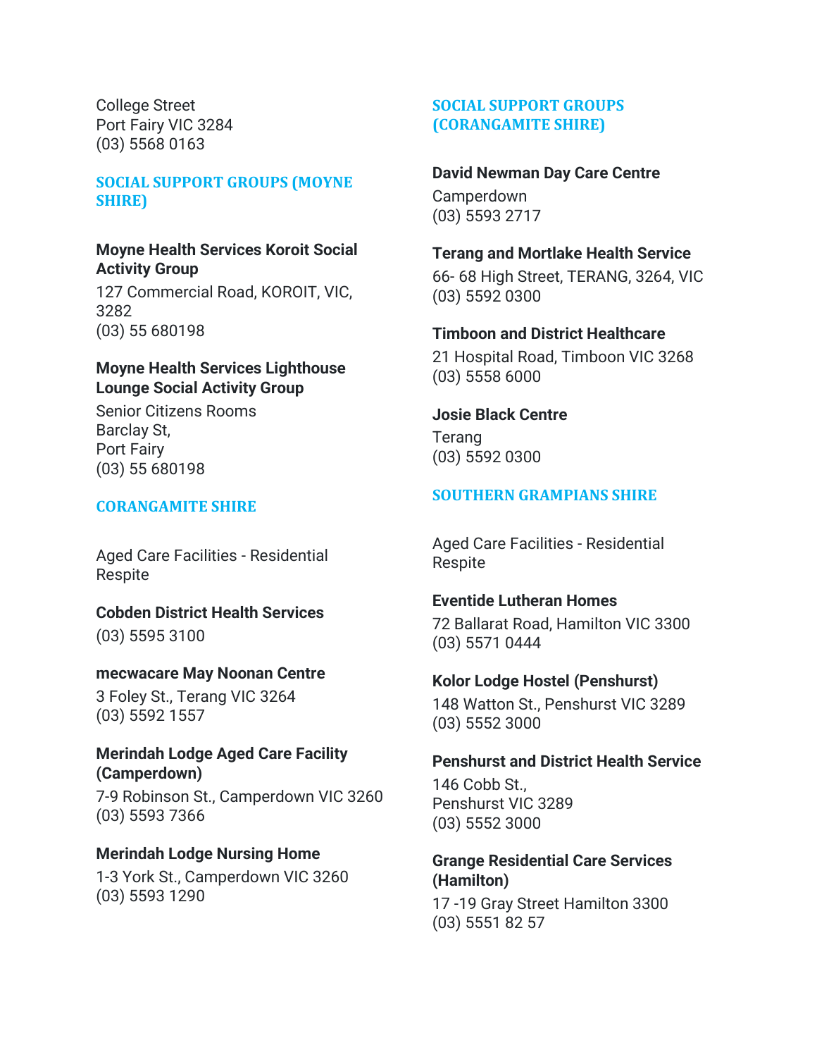College Street
Port Fairy VIC 3284
(03) 5568 0163

## SOCIAL SUPPORT GROUPS (MOYNE SHIRE)

**Moyne Health Services Koroit Social Activity Group**

127 Commercial Road, KOROIT, VIC, 3282
(03) 55 680198

**Moyne Health Services Lighthouse Lounge Social Activity Group**

Senior Citizens Rooms
Barclay St,
Port Fairy
(03) 55 680198

## CORANGAMITE SHIRE

Aged Care Facilities - Residential Respite

**Cobden District Health Services**

(03) 5595 3100

**mecwacare May Noonan Centre**

3 Foley St., Terang VIC 3264
(03) 5592 1557

**Merindah Lodge Aged Care Facility (Camperdown)**

7-9 Robinson St., Camperdown VIC 3260
(03) 5593 7366

**Merindah Lodge Nursing Home**

1-3 York St., Camperdown VIC 3260
(03) 5593 1290

## SOCIAL SUPPORT GROUPS (CORANGAMITE SHIRE)

**David Newman Day Care Centre**

Camperdown
(03) 5593 2717

**Terang and Mortlake Health Service**

66- 68 High Street, TERANG, 3264, VIC
(03) 5592 0300

**Timboon and District Healthcare**

21 Hospital Road, Timboon VIC 3268
(03) 5558 6000

**Josie Black Centre**

Terang
(03) 5592 0300

## SOUTHERN GRAMPIANS SHIRE

Aged Care Facilities - Residential Respite

**Eventide Lutheran Homes**

72 Ballarat Road, Hamilton VIC 3300
(03) 5571 0444

**Kolor Lodge Hostel (Penshurst)**

148 Watton St., Penshurst VIC 3289
(03) 5552 3000

**Penshurst and District Health Service**

146 Cobb St.,
Penshurst VIC 3289
(03) 5552 3000

**Grange Residential Care Services (Hamilton)**

17 -19 Gray Street Hamilton 3300
(03) 5551 82 57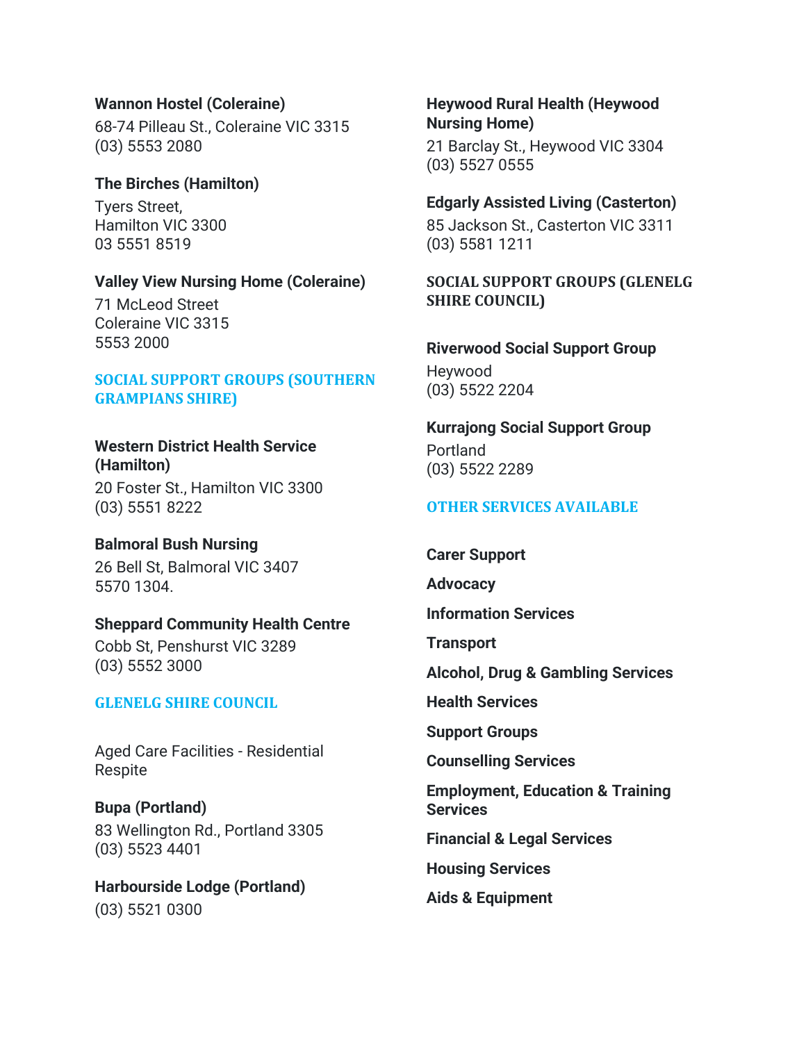**Wannon Hostel (Coleraine)**
68-74 Pilleau St., Coleraine VIC 3315
(03) 5553 2080

**The Birches (Hamilton)**
Tyers Street,
Hamilton VIC 3300
03 5551 8519

**Valley View Nursing Home (Coleraine)**
71 McLeod Street
Coleraine VIC 3315
5553 2000

## SOCIAL SUPPORT GROUPS (SOUTHERN GRAMPIANS SHIRE)

**Western District Health Service (Hamilton)**
20 Foster St., Hamilton VIC 3300
(03) 5551 8222

**Balmoral Bush Nursing**
26 Bell St, Balmoral VIC 3407
5570 1304.

**Sheppard Community Health Centre**
Cobb St, Penshurst VIC 3289
(03) 5552 3000

## GLENELG SHIRE COUNCIL

Aged Care Facilities - Residential Respite

**Bupa (Portland)**
83 Wellington Rd., Portland 3305
(03) 5523 4401

**Harbourside Lodge (Portland)**
(03) 5521 0300

**Heywood Rural Health (Heywood Nursing Home)**
21 Barclay St., Heywood VIC 3304
(03) 5527 0555

**Edgarly Assisted Living (Casterton)**
85 Jackson St., Casterton VIC 3311
(03) 5581 1211

## SOCIAL SUPPORT GROUPS (GLENELG SHIRE COUNCIL)

**Riverwood Social Support Group**
Heywood
(03) 5522 2204

**Kurrajong Social Support Group**
Portland
(03) 5522 2289

## OTHER SERVICES AVAILABLE

**Carer Support**

**Advocacy**

**Information Services**

**Transport**

**Alcohol, Drug & Gambling Services**

**Health Services**

**Support Groups**

**Counselling Services**

**Employment, Education & Training Services**

**Financial & Legal Services**

**Housing Services**

**Aids & Equipment**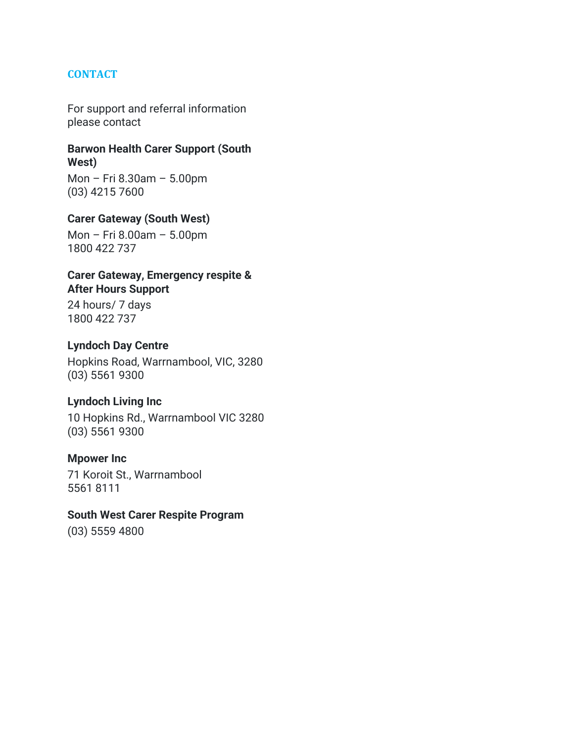## CONTACT

For support and referral information please contact

**Barwon Health Carer Support (South West)**
Mon – Fri 8.30am – 5.00pm
(03) 4215 7600

**Carer Gateway (South West)**
Mon – Fri 8.00am – 5.00pm
1800 422 737

**Carer Gateway, Emergency respite & After Hours Support**
24 hours/ 7 days
1800 422 737

**Lyndoch Day Centre**
Hopkins Road, Warrnambool, VIC, 3280
(03) 5561 9300

**Lyndoch Living Inc**
10 Hopkins Rd., Warrnambool VIC 3280
(03) 5561 9300

**Mpower Inc**
71 Koroit St., Warrnambool
5561 8111

**South West Carer Respite Program**
(03) 5559 4800